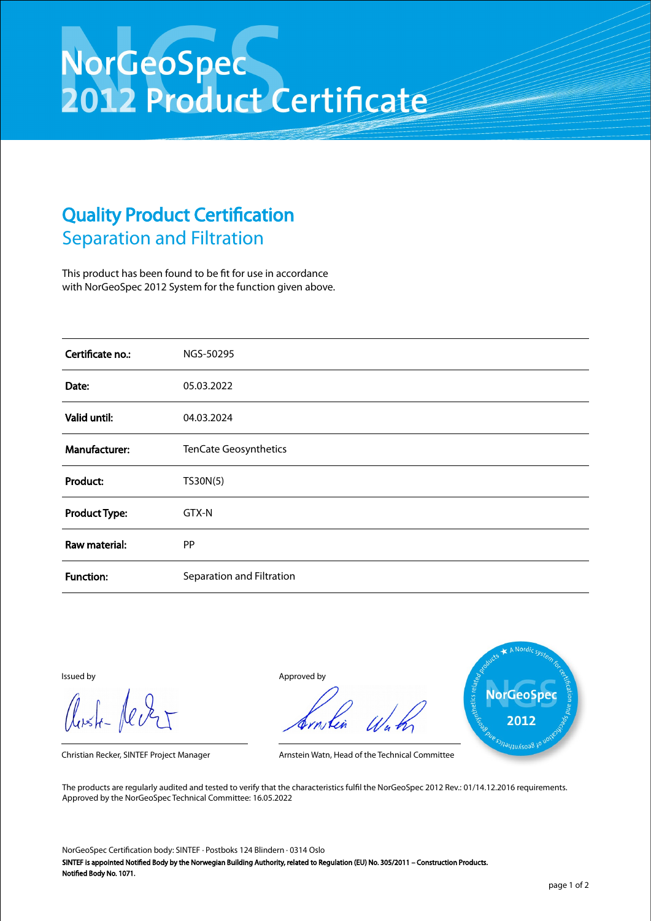# NorGeoSpec 2012 Product Certificate

## Quality Product Certification
### Separation and Filtration

This product has been found to be fit for use in accordance with NorGeoSpec 2012 System for the function given above.

| | |
|---|---|
| **Certificate no.:** | NGS-50295 |
| **Date:** | 05.03.2022 |
| **Valid until:** | 04.03.2024 |
| **Manufacturer:** | TenCate Geosynthetics |
| **Product:** | TS30N(5) |
| **Product Type:** | GTX-N |
| **Raw material:** | PP |
| **Function:** | Separation and Filtration |

Issued by

Christian Recker, SINTEF Project Manager

Approved by

Arnstein Watn, Head of the Technical Committee

A Nordic system for certification and specification of geosynthetics and geosynthetics related products — NorGeoSpec 2012

The products are regularly audited and tested to verify that the characteristics fulfil the NorGeoSpec 2012 Rev.: 01/14.12.2016 requirements.
Approved by the NorGeoSpec Technical Committee: 16.05.2022

NorGeoSpec Certification body: SINTEF · Postboks 124 Blindern · 0314 Oslo
**SINTEF is appointed Notified Body by the Norwegian Building Authority, related to Regulation (EU) No. 305/2011 – Construction Products.**
**Notified Body No. 1071.**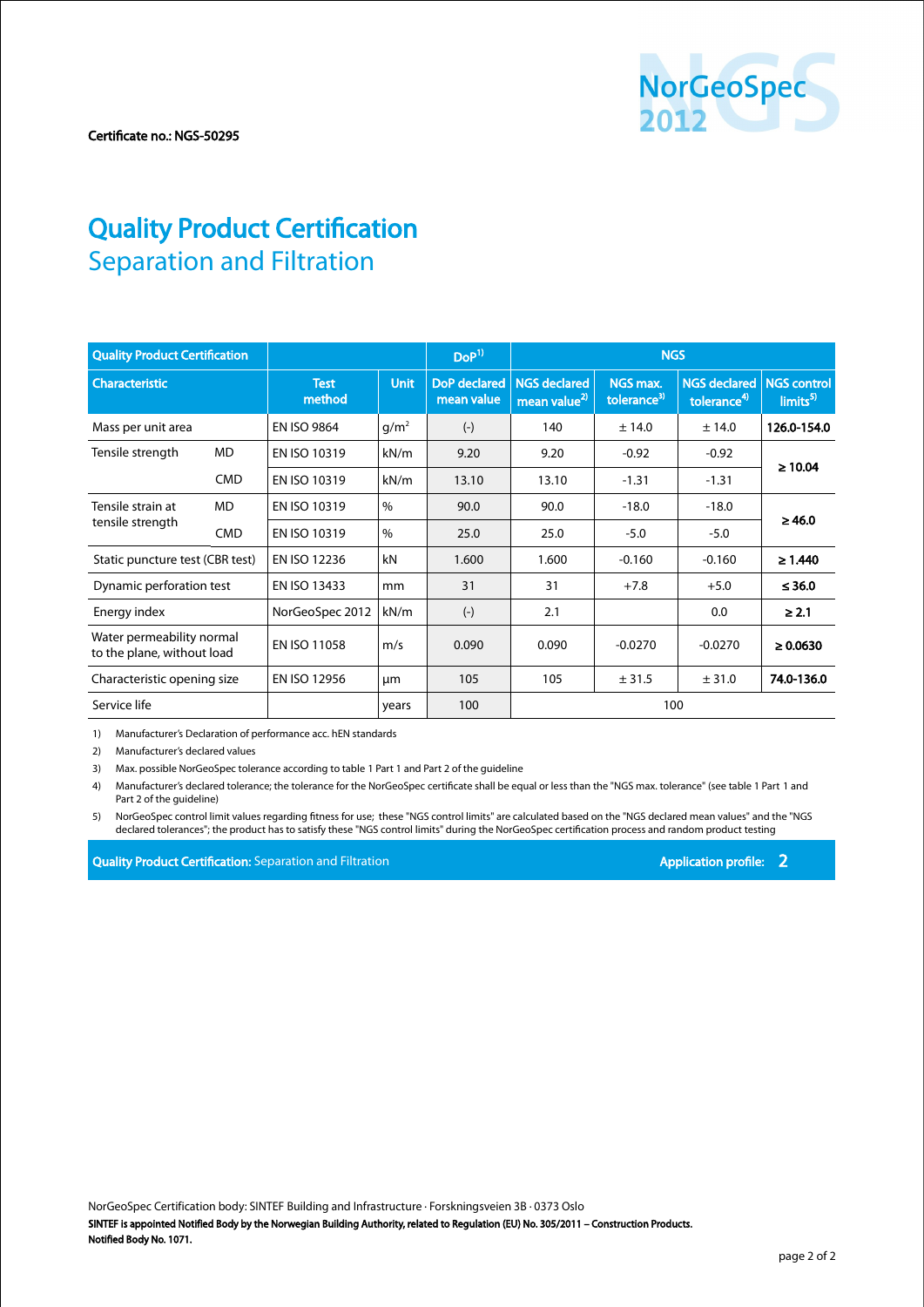Certificate no.: NGS-50295

NorGeoSpec 2012

# Quality Product Certification

## Separation and Filtration

| Quality Product Certification | | | | DoP[1] | NGS | | | |
|---|---|---|---|---|---|---|---|---|
| **Characteristic** | | **Test method** | **Unit** | **DoP declared mean value** | **NGS declared mean value[2]** | **NGS max. tolerance[3]** | **NGS declared tolerance[4]** | **NGS control limits[5]** |
| Mass per unit area | | EN ISO 9864 | g/m² | (-) | 140 | ± 14.0 | ± 14.0 | **126.0-154.0** |
| Tensile strength | MD | EN ISO 10319 | kN/m | 9.20 | 9.20 | -0.92 | -0.92 | **≥ 10.04** |
| | CMD | EN ISO 10319 | kN/m | 13.10 | 13.10 | -1.31 | -1.31 | |
| Tensile strain at tensile strength | MD | EN ISO 10319 | % | 90.0 | 90.0 | -18.0 | -18.0 | **≥ 46.0** |
| | CMD | EN ISO 10319 | % | 25.0 | 25.0 | -5.0 | -5.0 | |
| Static puncture test (CBR test) | | EN ISO 12236 | kN | 1.600 | 1.600 | -0.160 | -0.160 | **≥ 1.440** |
| Dynamic perforation test | | EN ISO 13433 | mm | 31 | 31 | +7.8 | +5.0 | **≤ 36.0** |
| Energy index | | NorGeoSpec 2012 | kN/m | (-) | 2.1 | | 0.0 | **≥ 2.1** |
| Water permeability normal to the plane, without load | | EN ISO 11058 | m/s | 0.090 | 0.090 | -0.0270 | -0.0270 | **≥ 0.0630** |
| Characteristic opening size | | EN ISO 12956 | μm | 105 | 105 | ± 31.5 | ± 31.0 | **74.0-136.0** |
| Service life | | | years | 100 | 100 | | | |

1) Manufacturer's Declaration of performance acc. hEN standards

2) Manufacturer's declared values

3) Max. possible NorGeoSpec tolerance according to table 1 Part 1 and Part 2 of the guideline

4) Manufacturer's declared tolerance; the tolerance for the NorGeoSpec certificate shall be equal or less than the "NGS max. tolerance" (see table 1 Part 1 and Part 2 of the guideline)

5) NorGeoSpec control limit values regarding fitness for use; these "NGS control limits" are calculated based on the "NGS declared mean values" and the "NGS declared tolerances"; the product has to satisfy these "NGS control limits" during the NorGeoSpec certification process and random product testing

**Quality Product Certification:** Separation and Filtration — **Application profile: 2**

NorGeoSpec Certification body: SINTEF Building and Infrastructure · Forskningsveien 3B · 0373 Oslo

**SINTEF is appointed Notified Body by the Norwegian Building Authority, related to Regulation (EU) No. 305/2011 – Construction Products. Notified Body No. 1071.**